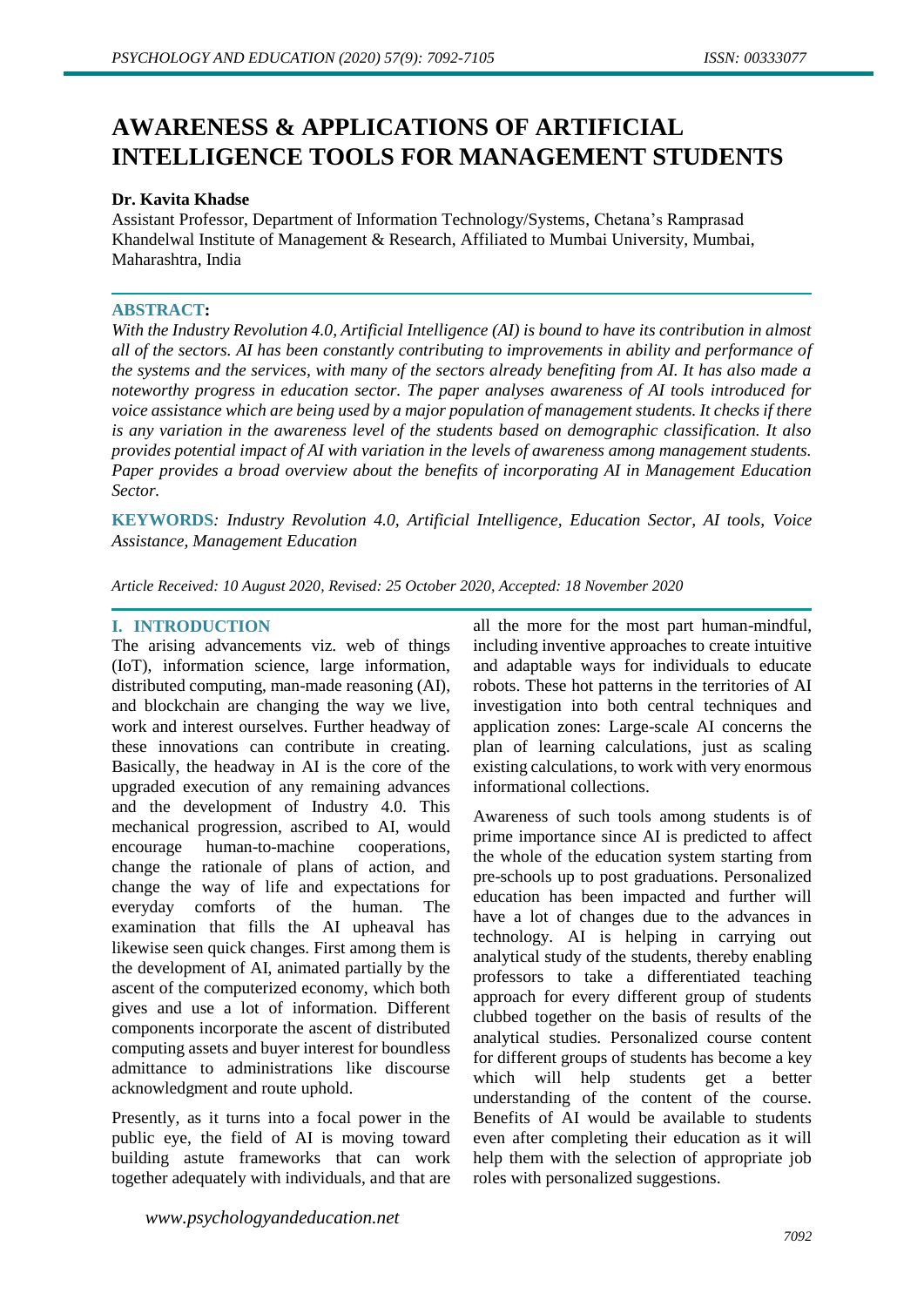# AWARENESS & APPLICATIONS OF ARTIFICIAL INTELLIGENCE TOOLS FOR MANAGEMENT STUDENTS

**Dr. Kavita Khadse**

Assistant Professor, Department of Information Technology/Systems, Chetana's Ramprasad Khandelwal Institute of Management & Research, Affiliated to Mumbai University, Mumbai, Maharashtra, India

**ABSTRACT:**

*With the Industry Revolution 4.0, Artificial Intelligence (AI) is bound to have its contribution in almost all of the sectors. AI has been constantly contributing to improvements in ability and performance of the systems and the services, with many of the sectors already benefiting from AI. It has also made a noteworthy progress in education sector. The paper analyses awareness of AI tools introduced for voice assistance which are being used by a major population of management students. It checks if there is any variation in the awareness level of the students based on demographic classification. It also provides potential impact of AI with variation in the levels of awareness among management students. Paper provides a broad overview about the benefits of incorporating AI in Management Education Sector.*

**KEYWORDS**: *Industry Revolution 4.0, Artificial Intelligence, Education Sector, AI tools, Voice Assistance, Management Education*

*Article Received: 10 August 2020, Revised: 25 October 2020, Accepted: 18 November 2020*

## I. INTRODUCTION

The arising advancements viz. web of things (IoT), information science, large information, distributed computing, man-made reasoning (AI), and blockchain are changing the way we live, work and interest ourselves. Further headway of these innovations can contribute in creating. Basically, the headway in AI is the core of the upgraded execution of any remaining advances and the development of Industry 4.0. This mechanical progression, ascribed to AI, would encourage human-to-machine cooperations, change the rationale of plans of action, and change the way of life and expectations for everyday comforts of the human. The examination that fills the AI upheaval has likewise seen quick changes. First among them is the development of AI, animated partially by the ascent of the computerized economy, which both gives and use a lot of information. Different components incorporate the ascent of distributed computing assets and buyer interest for boundless admittance to administrations like discourse acknowledgment and route uphold.

Presently, as it turns into a focal power in the public eye, the field of AI is moving toward building astute frameworks that can work together adequately with individuals, and that are all the more for the most part human-mindful, including inventive approaches to create intuitive and adaptable ways for individuals to educate robots. These hot patterns in the territories of AI investigation into both central techniques and application zones: Large-scale AI concerns the plan of learning calculations, just as scaling existing calculations, to work with very enormous informational collections.

Awareness of such tools among students is of prime importance since AI is predicted to affect the whole of the education system starting from pre-schools up to post graduations. Personalized education has been impacted and further will have a lot of changes due to the advances in technology. AI is helping in carrying out analytical study of the students, thereby enabling professors to take a differentiated teaching approach for every different group of students clubbed together on the basis of results of the analytical studies. Personalized course content for different groups of students has become a key which will help students get a better understanding of the content of the course. Benefits of AI would be available to students even after completing their education as it will help them with the selection of appropriate job roles with personalized suggestions.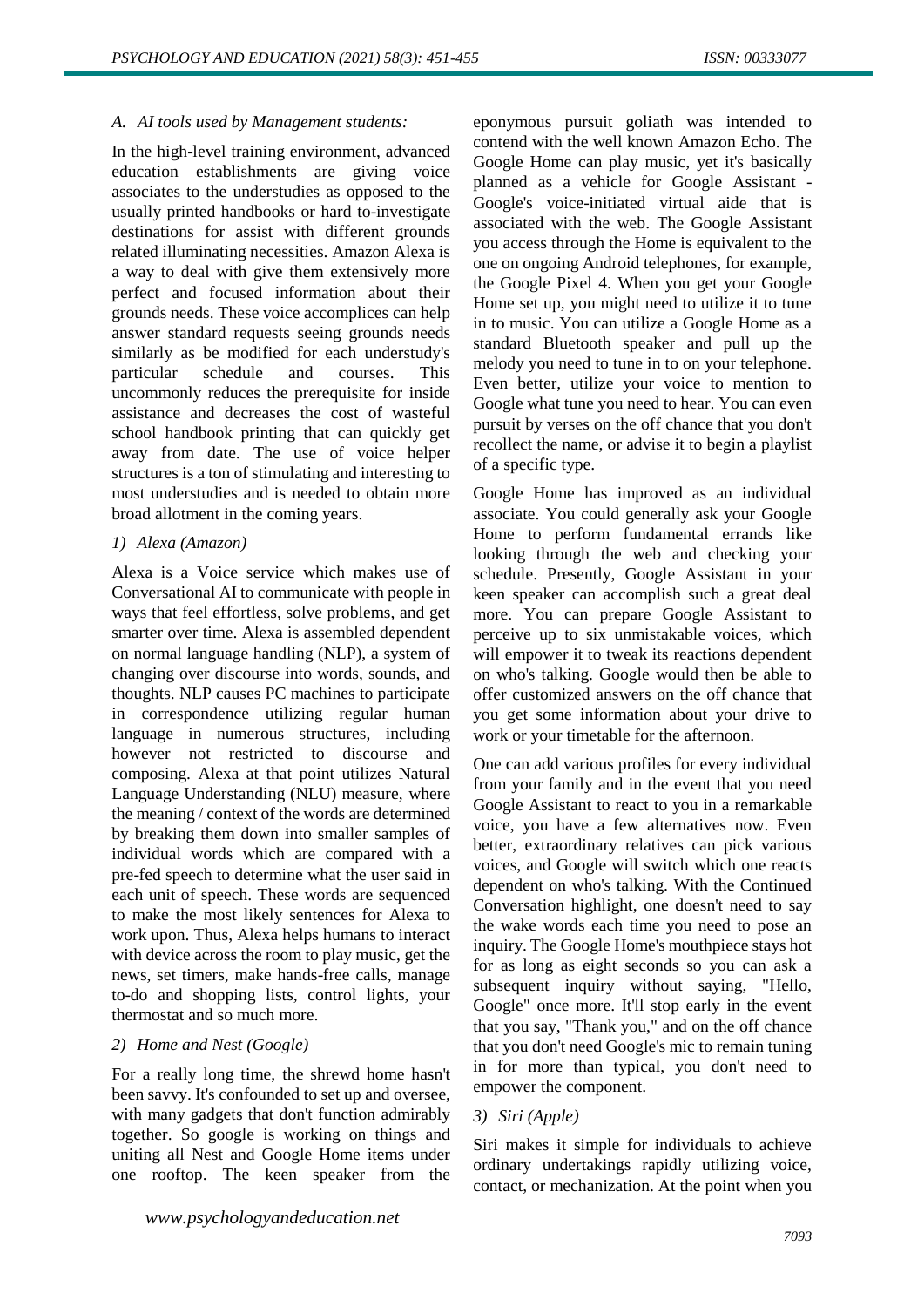### A. AI tools used by Management students:

In the high-level training environment, advanced education establishments are giving voice associates to the understudies as opposed to the usually printed handbooks or hard to-investigate destinations for assist with different grounds related illuminating necessities. Amazon Alexa is a way to deal with give them extensively more perfect and focused information about their grounds needs. These voice accomplices can help answer standard requests seeing grounds needs similarly as be modified for each understudy's particular schedule and courses. This uncommonly reduces the prerequisite for inside assistance and decreases the cost of wasteful school handbook printing that can quickly get away from date. The use of voice helper structures is a ton of stimulating and interesting to most understudies and is needed to obtain more broad allotment in the coming years.

#### 1) Alexa (Amazon)

Alexa is a Voice service which makes use of Conversational AI to communicate with people in ways that feel effortless, solve problems, and get smarter over time. Alexa is assembled dependent on normal language handling (NLP), a system of changing over discourse into words, sounds, and thoughts. NLP causes PC machines to participate in correspondence utilizing regular human language in numerous structures, including however not restricted to discourse and composing. Alexa at that point utilizes Natural Language Understanding (NLU) measure, where the meaning / context of the words are determined by breaking them down into smaller samples of individual words which are compared with a pre-fed speech to determine what the user said in each unit of speech. These words are sequenced to make the most likely sentences for Alexa to work upon. Thus, Alexa helps humans to interact with device across the room to play music, get the news, set timers, make hands-free calls, manage to-do and shopping lists, control lights, your thermostat and so much more.

#### 2) Home and Nest (Google)

For a really long time, the shrewd home hasn't been savvy. It's confounded to set up and oversee, with many gadgets that don't function admirably together. So google is working on things and uniting all Nest and Google Home items under one rooftop. The keen speaker from the eponymous pursuit goliath was intended to contend with the well known Amazon Echo. The Google Home can play music, yet it's basically planned as a vehicle for Google Assistant - Google's voice-initiated virtual aide that is associated with the web. The Google Assistant you access through the Home is equivalent to the one on ongoing Android telephones, for example, the Google Pixel 4. When you get your Google Home set up, you might need to utilize it to tune in to music. You can utilize a Google Home as a standard Bluetooth speaker and pull up the melody you need to tune in to on your telephone. Even better, utilize your voice to mention to Google what tune you need to hear. You can even pursuit by verses on the off chance that you don't recollect the name, or advise it to begin a playlist of a specific type.

Google Home has improved as an individual associate. You could generally ask your Google Home to perform fundamental errands like looking through the web and checking your schedule. Presently, Google Assistant in your keen speaker can accomplish such a great deal more. You can prepare Google Assistant to perceive up to six unmistakable voices, which will empower it to tweak its reactions dependent on who's talking. Google would then be able to offer customized answers on the off chance that you get some information about your drive to work or your timetable for the afternoon.

One can add various profiles for every individual from your family and in the event that you need Google Assistant to react to you in a remarkable voice, you have a few alternatives now. Even better, extraordinary relatives can pick various voices, and Google will switch which one reacts dependent on who's talking. With the Continued Conversation highlight, one doesn't need to say the wake words each time you need to pose an inquiry. The Google Home's mouthpiece stays hot for as long as eight seconds so you can ask a subsequent inquiry without saying, "Hello, Google" once more. It'll stop early in the event that you say, "Thank you," and on the off chance that you don't need Google's mic to remain tuning in for more than typical, you don't need to empower the component.

#### 3) Siri (Apple)

Siri makes it simple for individuals to achieve ordinary undertakings rapidly utilizing voice, contact, or mechanization. At the point when you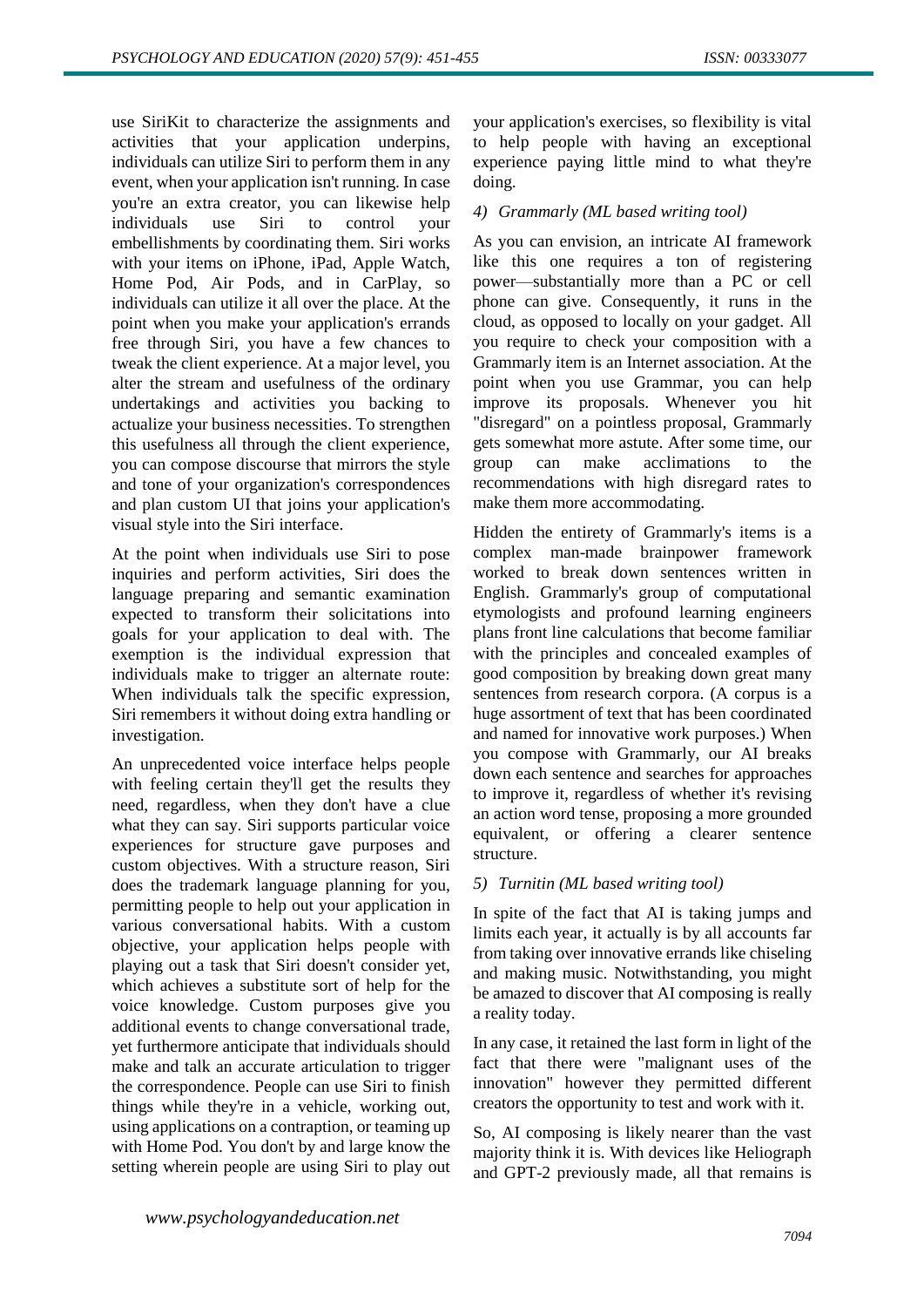use SiriKit to characterize the assignments and activities that your application underpins, individuals can utilize Siri to perform them in any event, when your application isn't running. In case you're an extra creator, you can likewise help individuals use Siri to control your embellishments by coordinating them. Siri works with your items on iPhone, iPad, Apple Watch, Home Pod, Air Pods, and in CarPlay, so individuals can utilize it all over the place. At the point when you make your application's errands free through Siri, you have a few chances to tweak the client experience. At a major level, you alter the stream and usefulness of the ordinary undertakings and activities you backing to actualize your business necessities. To strengthen this usefulness all through the client experience, you can compose discourse that mirrors the style and tone of your organization's correspondences and plan custom UI that joins your application's visual style into the Siri interface.

At the point when individuals use Siri to pose inquiries and perform activities, Siri does the language preparing and semantic examination expected to transform their solicitations into goals for your application to deal with. The exemption is the individual expression that individuals make to trigger an alternate route: When individuals talk the specific expression, Siri remembers it without doing extra handling or investigation.

An unprecedented voice interface helps people with feeling certain they'll get the results they need, regardless, when they don't have a clue what they can say. Siri supports particular voice experiences for structure gave purposes and custom objectives. With a structure reason, Siri does the trademark language planning for you, permitting people to help out your application in various conversational habits. With a custom objective, your application helps people with playing out a task that Siri doesn't consider yet, which achieves a substitute sort of help for the voice knowledge. Custom purposes give you additional events to change conversational trade, yet furthermore anticipate that individuals should make and talk an accurate articulation to trigger the correspondence. People can use Siri to finish things while they're in a vehicle, working out, using applications on a contraption, or teaming up with Home Pod. You don't by and large know the setting wherein people are using Siri to play out your application's exercises, so flexibility is vital to help people with having an exceptional experience paying little mind to what they're doing.

*4) Grammarly (ML based writing tool)*

As you can envision, an intricate AI framework like this one requires a ton of registering power—substantially more than a PC or cell phone can give. Consequently, it runs in the cloud, as opposed to locally on your gadget. All you require to check your composition with a Grammarly item is an Internet association. At the point when you use Grammar, you can help improve its proposals. Whenever you hit "disregard" on a pointless proposal, Grammarly gets somewhat more astute. After some time, our group can make acclimations to the recommendations with high disregard rates to make them more accommodating.

Hidden the entirety of Grammarly's items is a complex man-made brainpower framework worked to break down sentences written in English. Grammarly's group of computational etymologists and profound learning engineers plans front line calculations that become familiar with the principles and concealed examples of good composition by breaking down great many sentences from research corpora. (A corpus is a huge assortment of text that has been coordinated and named for innovative work purposes.) When you compose with Grammarly, our AI breaks down each sentence and searches for approaches to improve it, regardless of whether it's revising an action word tense, proposing a more grounded equivalent, or offering a clearer sentence structure.

*5) Turnitin (ML based writing tool)*

In spite of the fact that AI is taking jumps and limits each year, it actually is by all accounts far from taking over innovative errands like chiseling and making music. Notwithstanding, you might be amazed to discover that AI composing is really a reality today.

In any case, it retained the last form in light of the fact that there were "malignant uses of the innovation" however they permitted different creators the opportunity to test and work with it.

So, AI composing is likely nearer than the vast majority think it is. With devices like Heliograph and GPT-2 previously made, all that remains is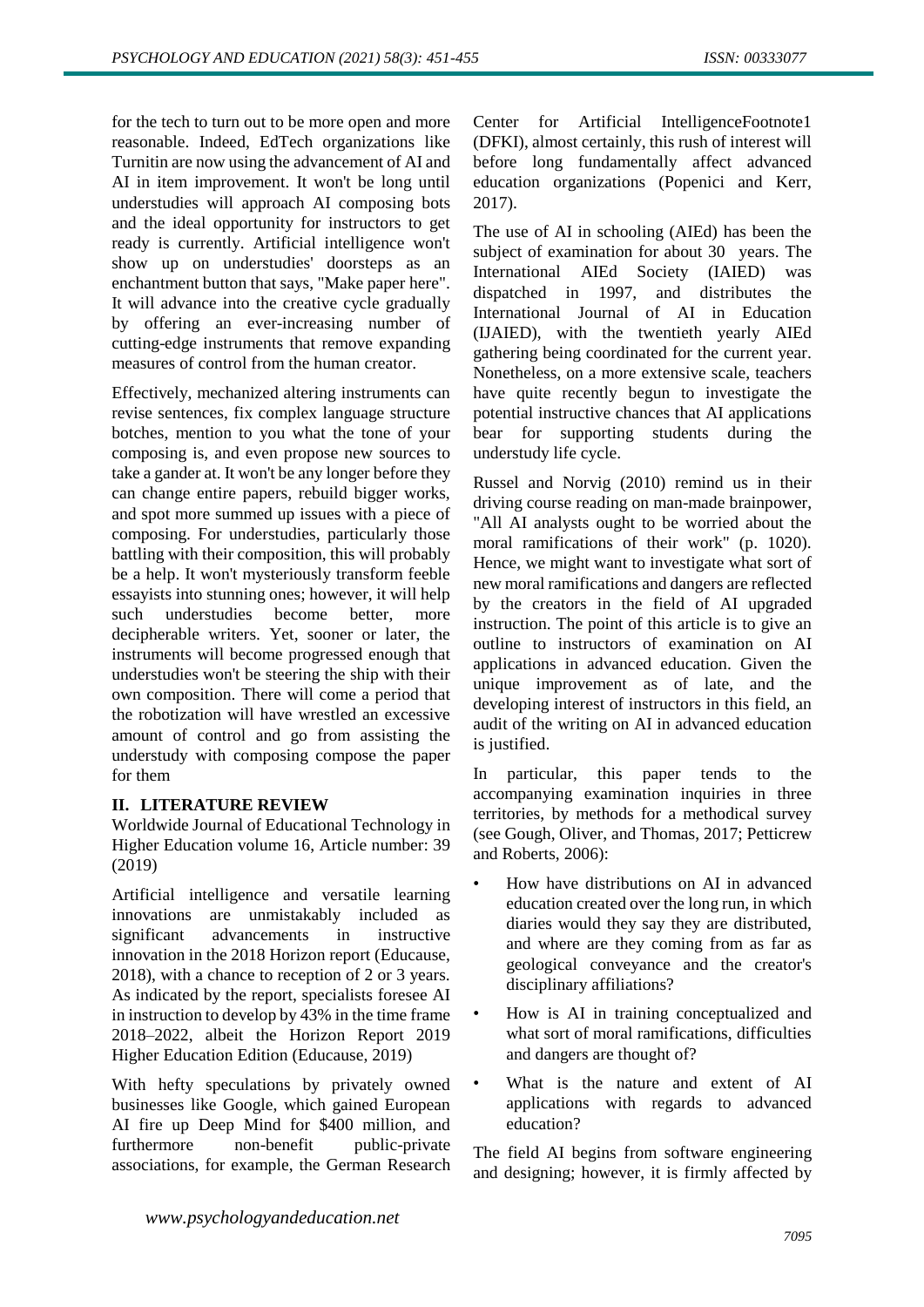for the tech to turn out to be more open and more reasonable. Indeed, EdTech organizations like Turnitin are now using the advancement of AI and AI in item improvement. It won't be long until understudies will approach AI composing bots and the ideal opportunity for instructors to get ready is currently. Artificial intelligence won't show up on understudies' doorsteps as an enchantment button that says, "Make paper here". It will advance into the creative cycle gradually by offering an ever-increasing number of cutting-edge instruments that remove expanding measures of control from the human creator.

Effectively, mechanized altering instruments can revise sentences, fix complex language structure botches, mention to you what the tone of your composing is, and even propose new sources to take a gander at. It won't be any longer before they can change entire papers, rebuild bigger works, and spot more summed up issues with a piece of composing. For understudies, particularly those battling with their composition, this will probably be a help. It won't mysteriously transform feeble essayists into stunning ones; however, it will help such understudies become better, more decipherable writers. Yet, sooner or later, the instruments will become progressed enough that understudies won't be steering the ship with their own composition. There will come a period that the robotization will have wrestled an excessive amount of control and go from assisting the understudy with composing compose the paper for them

## II. LITERATURE REVIEW

Worldwide Journal of Educational Technology in Higher Education volume 16, Article number: 39 (2019)

Artificial intelligence and versatile learning innovations are unmistakably included as significant advancements in instructive innovation in the 2018 Horizon report (Educause, 2018), with a chance to reception of 2 or 3 years. As indicated by the report, specialists foresee AI in instruction to develop by 43% in the time frame 2018–2022, albeit the Horizon Report 2019 Higher Education Edition (Educause, 2019)

With hefty speculations by privately owned businesses like Google, which gained European AI fire up Deep Mind for $400 million, and furthermore non-benefit public-private associations, for example, the German Research Center for Artificial IntelligenceFootnote1 (DFKI), almost certainly, this rush of interest will before long fundamentally affect advanced education organizations (Popenici and Kerr, 2017).

The use of AI in schooling (AIEd) has been the subject of examination for about 30 years. The International AIEd Society (IAIED) was dispatched in 1997, and distributes the International Journal of AI in Education (IJAIED), with the twentieth yearly AIEd gathering being coordinated for the current year. Nonetheless, on a more extensive scale, teachers have quite recently begun to investigate the potential instructive chances that AI applications bear for supporting students during the understudy life cycle.

Russel and Norvig (2010) remind us in their driving course reading on man-made brainpower, "All AI analysts ought to be worried about the moral ramifications of their work" (p. 1020). Hence, we might want to investigate what sort of new moral ramifications and dangers are reflected by the creators in the field of AI upgraded instruction. The point of this article is to give an outline to instructors of examination on AI applications in advanced education. Given the unique improvement as of late, and the developing interest of instructors in this field, an audit of the writing on AI in advanced education is justified.

In particular, this paper tends to the accompanying examination inquiries in three territories, by methods for a methodical survey (see Gough, Oliver, and Thomas, 2017; Petticrew and Roberts, 2006):

- How have distributions on AI in advanced education created over the long run, in which diaries would they say they are distributed, and where are they coming from as far as geological conveyance and the creator's disciplinary affiliations?
- How is AI in training conceptualized and what sort of moral ramifications, difficulties and dangers are thought of?
- What is the nature and extent of AI applications with regards to advanced education?

The field AI begins from software engineering and designing; however, it is firmly affected by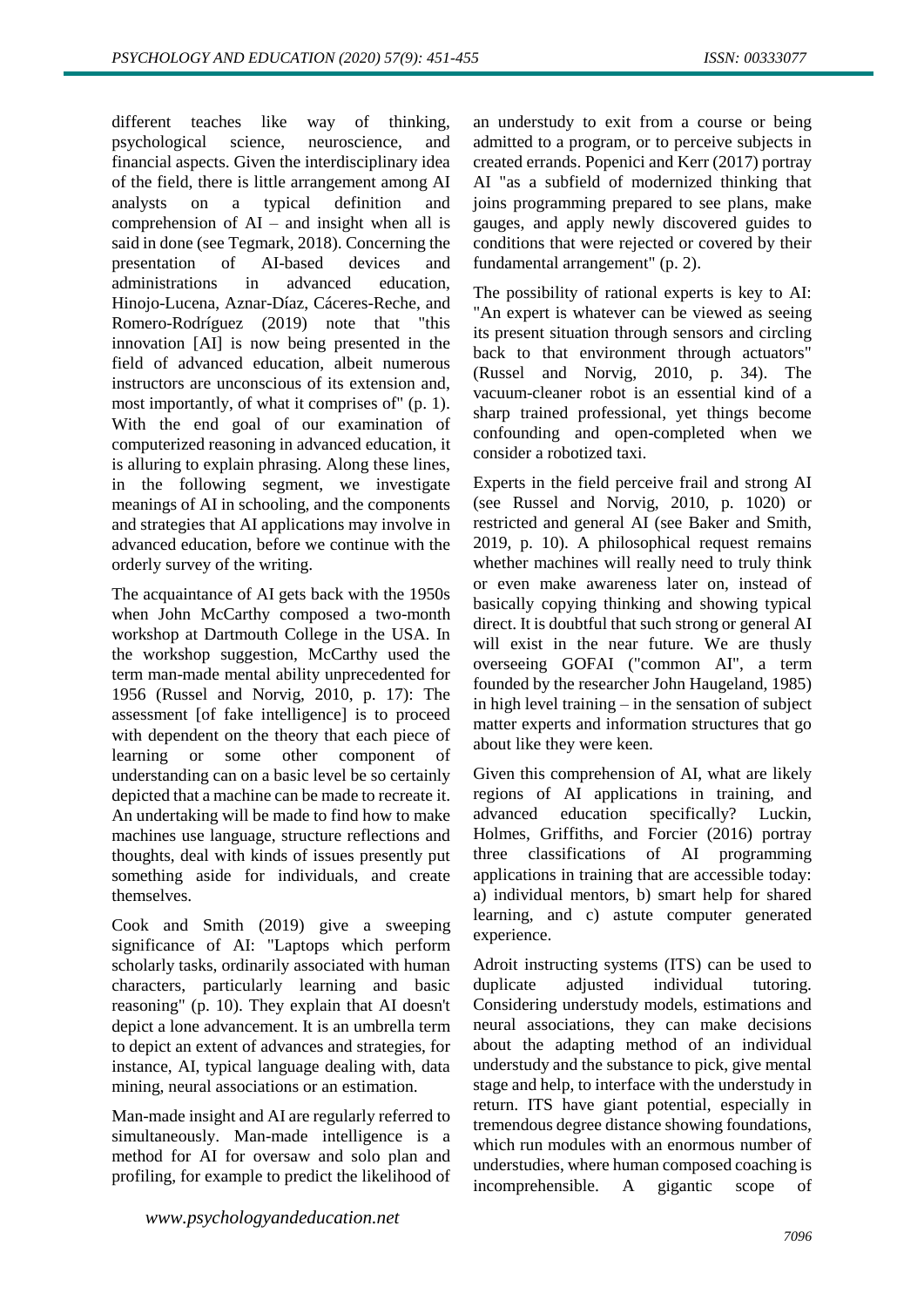different teaches like way of thinking, psychological science, neuroscience, and financial aspects. Given the interdisciplinary idea of the field, there is little arrangement among AI analysts on a typical definition and comprehension of AI – and insight when all is said in done (see Tegmark, 2018). Concerning the presentation of AI-based devices and administrations in advanced education, Hinojo-Lucena, Aznar-Díaz, Cáceres-Reche, and Romero-Rodríguez (2019) note that "this innovation [AI] is now being presented in the field of advanced education, albeit numerous instructors are unconscious of its extension and, most importantly, of what it comprises of" (p. 1). With the end goal of our examination of computerized reasoning in advanced education, it is alluring to explain phrasing. Along these lines, in the following segment, we investigate meanings of AI in schooling, and the components and strategies that AI applications may involve in advanced education, before we continue with the orderly survey of the writing.

The acquaintance of AI gets back with the 1950s when John McCarthy composed a two-month workshop at Dartmouth College in the USA. In the workshop suggestion, McCarthy used the term man-made mental ability unprecedented for 1956 (Russel and Norvig, 2010, p. 17): The assessment [of fake intelligence] is to proceed with dependent on the theory that each piece of learning or some other component of understanding can on a basic level be so certainly depicted that a machine can be made to recreate it. An undertaking will be made to find how to make machines use language, structure reflections and thoughts, deal with kinds of issues presently put something aside for individuals, and create themselves.

Cook and Smith (2019) give a sweeping significance of AI: "Laptops which perform scholarly tasks, ordinarily associated with human characters, particularly learning and basic reasoning" (p. 10). They explain that AI doesn't depict a lone advancement. It is an umbrella term to depict an extent of advances and strategies, for instance, AI, typical language dealing with, data mining, neural associations or an estimation.

Man-made insight and AI are regularly referred to simultaneously. Man-made intelligence is a method for AI for oversaw and solo plan and profiling, for example to predict the likelihood of an understudy to exit from a course or being admitted to a program, or to perceive subjects in created errands. Popenici and Kerr (2017) portray AI "as a subfield of modernized thinking that joins programming prepared to see plans, make gauges, and apply newly discovered guides to conditions that were rejected or covered by their fundamental arrangement" (p. 2).

The possibility of rational experts is key to AI: "An expert is whatever can be viewed as seeing its present situation through sensors and circling back to that environment through actuators" (Russel and Norvig, 2010, p. 34). The vacuum-cleaner robot is an essential kind of a sharp trained professional, yet things become confounding and open-completed when we consider a robotized taxi.

Experts in the field perceive frail and strong AI (see Russel and Norvig, 2010, p. 1020) or restricted and general AI (see Baker and Smith, 2019, p. 10). A philosophical request remains whether machines will really need to truly think or even make awareness later on, instead of basically copying thinking and showing typical direct. It is doubtful that such strong or general AI will exist in the near future. We are thusly overseeing GOFAI ("common AI", a term founded by the researcher John Haugeland, 1985) in high level training – in the sensation of subject matter experts and information structures that go about like they were keen.

Given this comprehension of AI, what are likely regions of AI applications in training, and advanced education specifically? Luckin, Holmes, Griffiths, and Forcier (2016) portray three classifications of AI programming applications in training that are accessible today: a) individual mentors, b) smart help for shared learning, and c) astute computer generated experience.

Adroit instructing systems (ITS) can be used to duplicate adjusted individual tutoring. Considering understudy models, estimations and neural associations, they can make decisions about the adapting method of an individual understudy and the substance to pick, give mental stage and help, to interface with the understudy in return. ITS have giant potential, especially in tremendous degree distance showing foundations, which run modules with an enormous number of understudies, where human composed coaching is incomprehensible. A gigantic scope of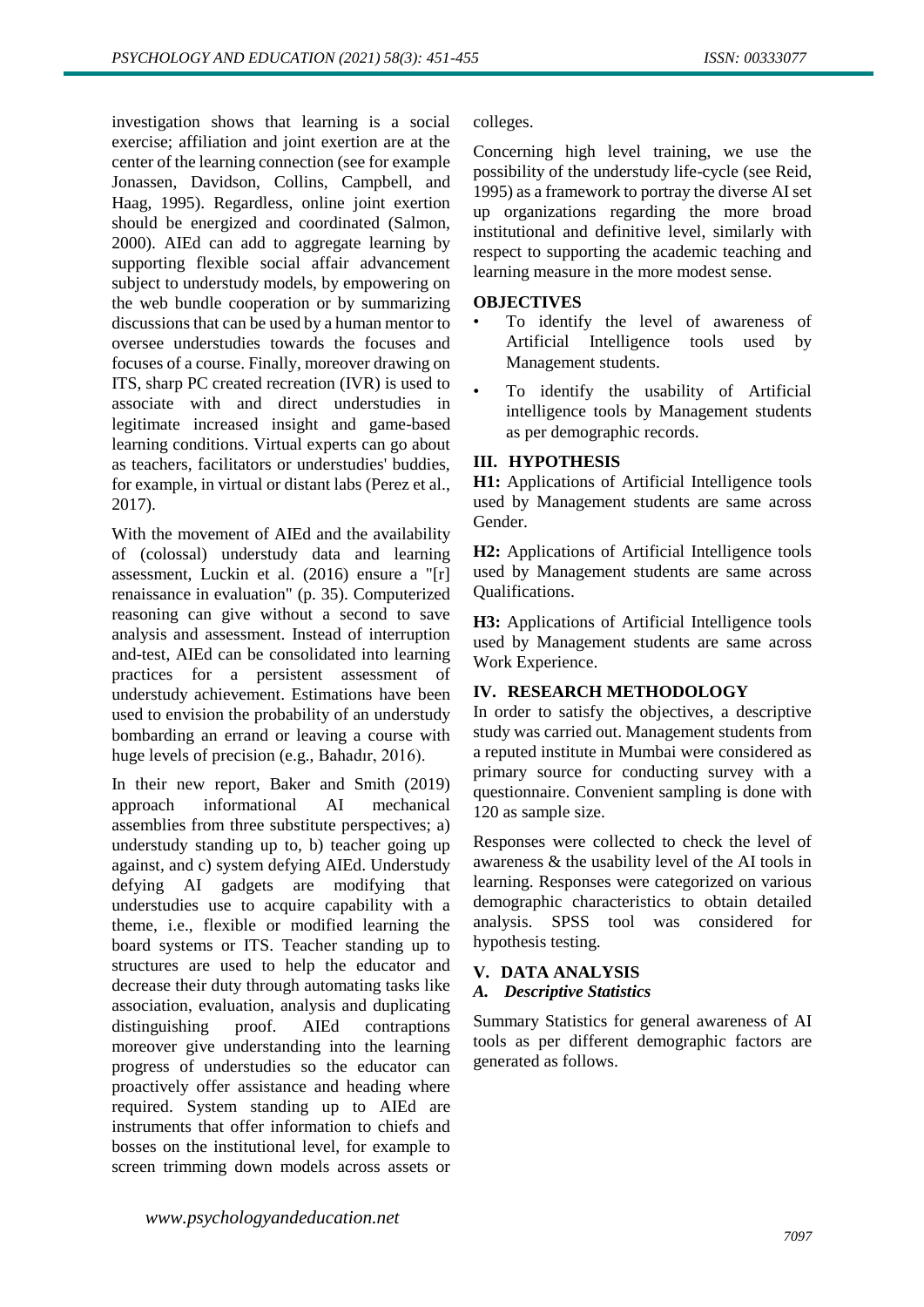investigation shows that learning is a social exercise; affiliation and joint exertion are at the center of the learning connection (see for example Jonassen, Davidson, Collins, Campbell, and Haag, 1995). Regardless, online joint exertion should be energized and coordinated (Salmon, 2000). AIEd can add to aggregate learning by supporting flexible social affair advancement subject to understudy models, by empowering on the web bundle cooperation or by summarizing discussions that can be used by a human mentor to oversee understudies towards the focuses and focuses of a course. Finally, moreover drawing on ITS, sharp PC created recreation (IVR) is used to associate with and direct understudies in legitimate increased insight and game-based learning conditions. Virtual experts can go about as teachers, facilitators or understudies' buddies, for example, in virtual or distant labs (Perez et al., 2017).

With the movement of AIEd and the availability of (colossal) understudy data and learning assessment, Luckin et al. (2016) ensure a "[r] renaissance in evaluation" (p. 35). Computerized reasoning can give without a second to save analysis and assessment. Instead of interruption and-test, AIEd can be consolidated into learning practices for a persistent assessment of understudy achievement. Estimations have been used to envision the probability of an understudy bombarding an errand or leaving a course with huge levels of precision (e.g., Bahadır, 2016).

In their new report, Baker and Smith (2019) approach informational AI mechanical assemblies from three substitute perspectives; a) understudy standing up to, b) teacher going up against, and c) system defying AIEd. Understudy defying AI gadgets are modifying that understudies use to acquire capability with a theme, i.e., flexible or modified learning the board systems or ITS. Teacher standing up to structures are used to help the educator and decrease their duty through automating tasks like association, evaluation, analysis and duplicating distinguishing proof. AIEd contraptions moreover give understanding into the learning progress of understudies so the educator can proactively offer assistance and heading where required. System standing up to AIEd are instruments that offer information to chiefs and bosses on the institutional level, for example to screen trimming down models across assets or colleges.

Concerning high level training, we use the possibility of the understudy life-cycle (see Reid, 1995) as a framework to portray the diverse AI set up organizations regarding the more broad institutional and definitive level, similarly with respect to supporting the academic teaching and learning measure in the more modest sense.

**OBJECTIVES**

- To identify the level of awareness of Artificial Intelligence tools used by Management students.
- To identify the usability of Artificial intelligence tools by Management students as per demographic records.

## III. HYPOTHESIS

**H1:** Applications of Artificial Intelligence tools used by Management students are same across Gender.

**H2:** Applications of Artificial Intelligence tools used by Management students are same across Qualifications.

**H3:** Applications of Artificial Intelligence tools used by Management students are same across Work Experience.

## IV. RESEARCH METHODOLOGY

In order to satisfy the objectives, a descriptive study was carried out. Management students from a reputed institute in Mumbai were considered as primary source for conducting survey with a questionnaire. Convenient sampling is done with 120 as sample size.

Responses were collected to check the level of awareness & the usability level of the AI tools in learning. Responses were categorized on various demographic characteristics to obtain detailed analysis. SPSS tool was considered for hypothesis testing.

## V. DATA ANALYSIS

### *A. Descriptive Statistics*

Summary Statistics for general awareness of AI tools as per different demographic factors are generated as follows.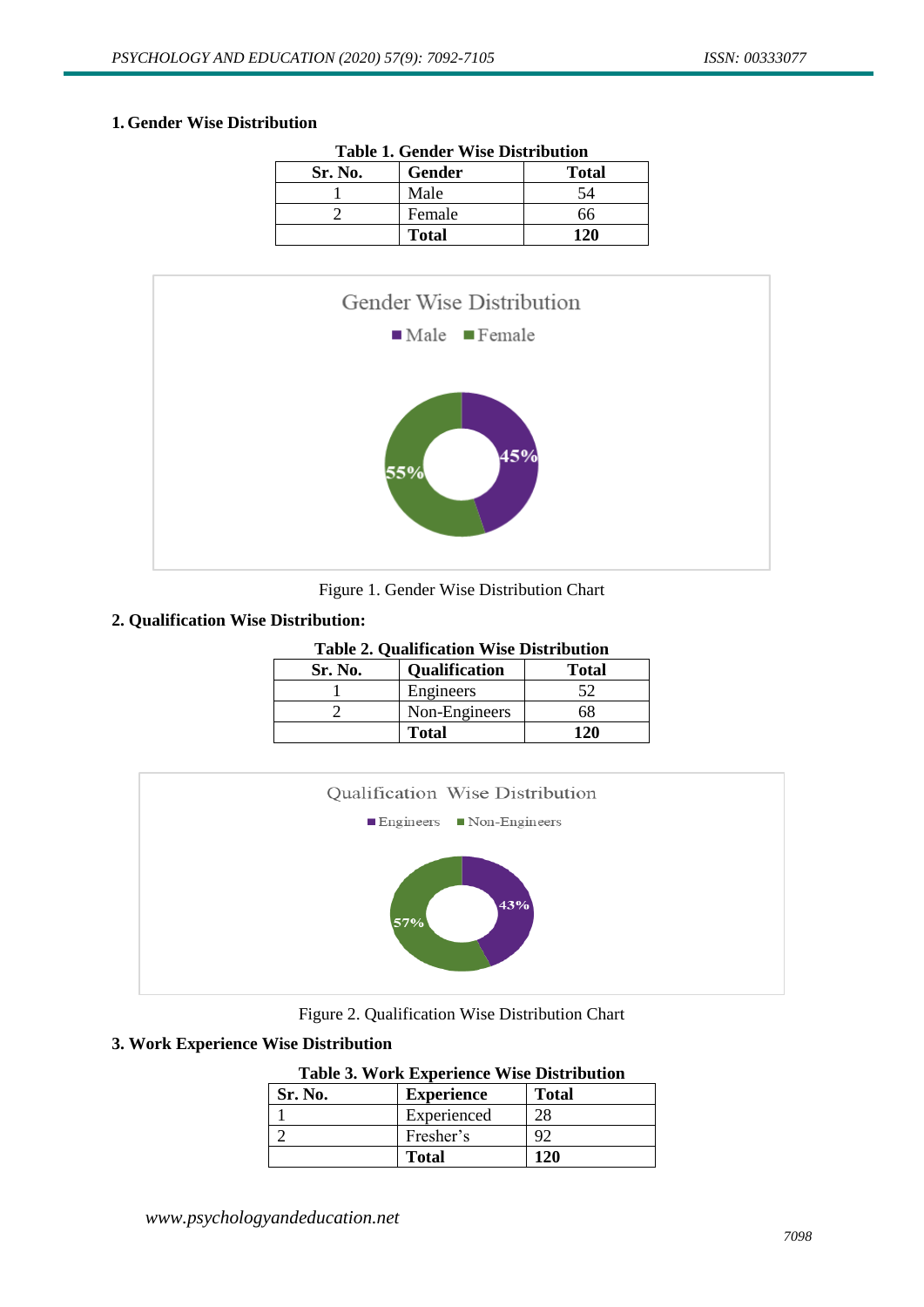## 1. Gender Wise Distribution

**Table 1. Gender Wise Distribution**

| Sr. No. | Gender | Total |
|---|---|---|
| 1 | Male | 54 |
| 2 | Female | 66 |
| | **Total** | **120** |

Figure 1. Gender Wise Distribution Chart

## 2. Qualification Wise Distribution:

**Table 2. Qualification Wise Distribution**

| Sr. No. | Qualification | Total |
|---|---|---|
| 1 | Engineers | 52 |
| 2 | Non-Engineers | 68 |
| | **Total** | **120** |

Figure 2. Qualification Wise Distribution Chart

## 3. Work Experience Wise Distribution

**Table 3. Work Experience Wise Distribution**

| Sr. No. | Experience | Total |
|---|---|---|
| 1 | Experienced | 28 |
| 2 | Fresher's | 92 |
| | **Total** | **120** |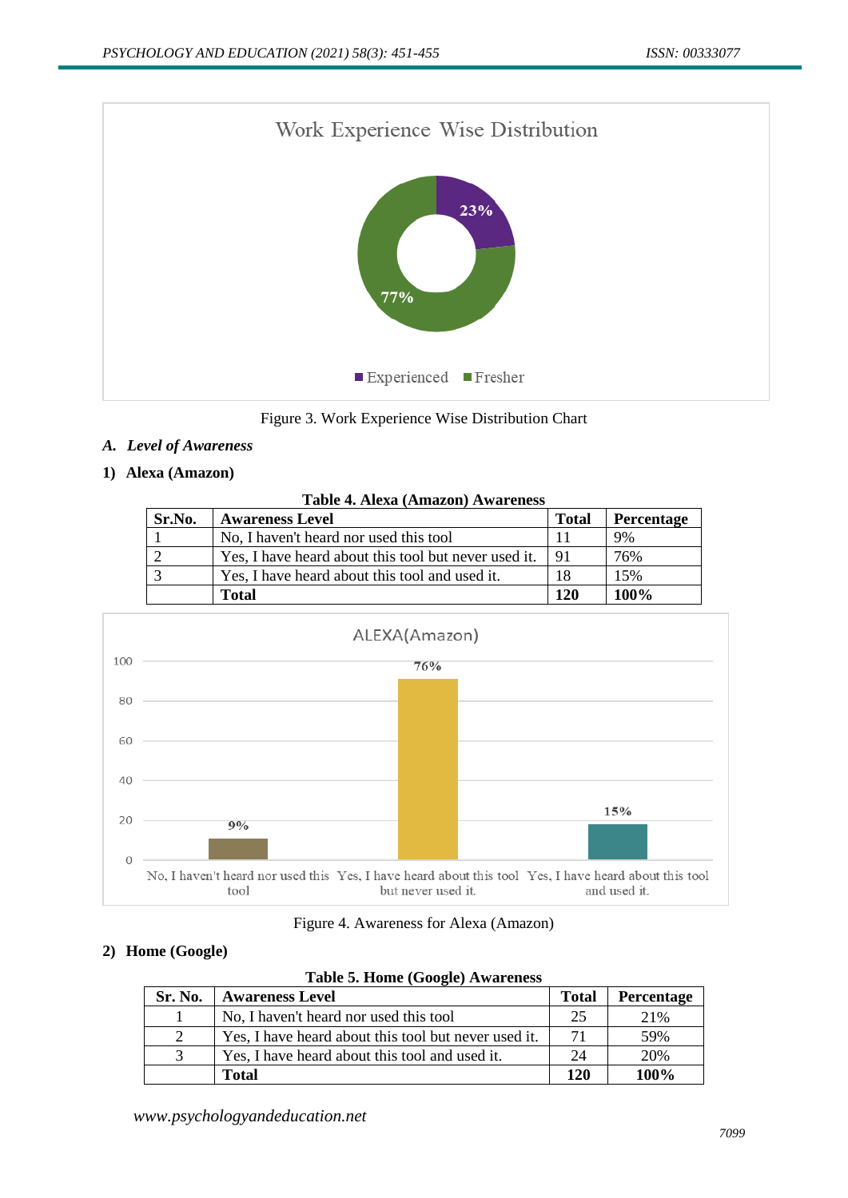Figure 3. Work Experience Wise Distribution Chart

### A. *Level of Awareness*

#### 1) Alexa (Amazon)

**Table 4. Alexa (Amazon) Awareness**

| Sr.No. | Awareness Level | Total | Percentage |
|---|---|---|---|
| 1 | No, I haven't heard nor used this tool | 11 | 9% |
| 2 | Yes, I have heard about this tool but never used it. | 91 | 76% |
| 3 | Yes, I have heard about this tool and used it. | 18 | 15% |
| | **Total** | **120** | **100%** |

Figure 4. Awareness for Alexa (Amazon)

#### 2) Home (Google)

**Table 5. Home (Google) Awareness**

| Sr. No. | Awareness Level | Total | Percentage |
|---|---|---|---|
| 1 | No, I haven't heard nor used this tool | 25 | 21% |
| 2 | Yes, I have heard about this tool but never used it. | 71 | 59% |
| 3 | Yes, I have heard about this tool and used it. | 24 | 20% |
| | **Total** | **120** | **100%** |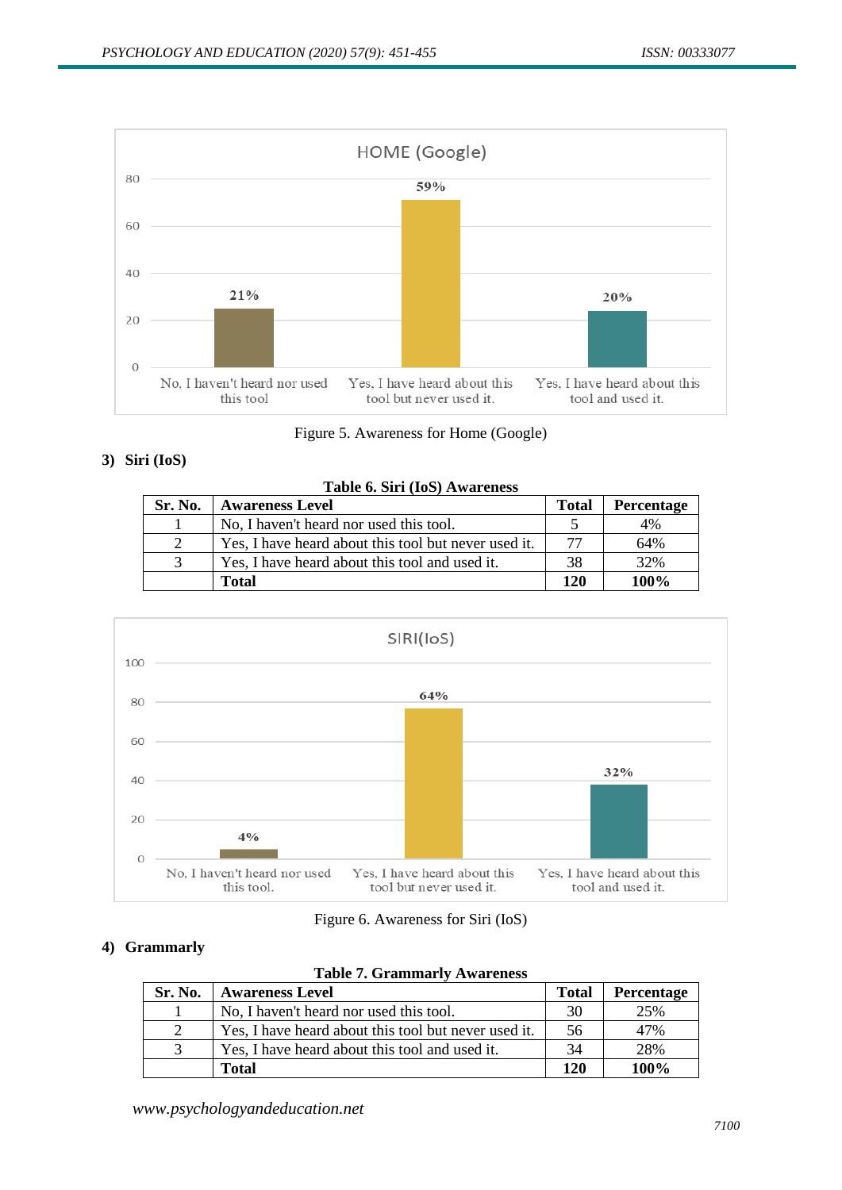Figure 5. Awareness for Home (Google)

**3) Siri (IoS)**

**Table 6. Siri (IoS) Awareness**

| Sr. No. | Awareness Level | Total | Percentage |
|---|---|---|---|
| 1 | No, I haven't heard nor used this tool. | 5 | 4% |
| 2 | Yes, I have heard about this tool but never used it. | 77 | 64% |
| 3 | Yes, I have heard about this tool and used it. | 38 | 32% |
| | **Total** | **120** | **100%** |

Figure 6. Awareness for Siri (IoS)

**4) Grammarly**

**Table 7. Grammarly Awareness**

| Sr. No. | Awareness Level | Total | Percentage |
|---|---|---|---|
| 1 | No, I haven't heard nor used this tool. | 30 | 25% |
| 2 | Yes, I have heard about this tool but never used it. | 56 | 47% |
| 3 | Yes, I have heard about this tool and used it. | 34 | 28% |
| | **Total** | **120** | **100%** |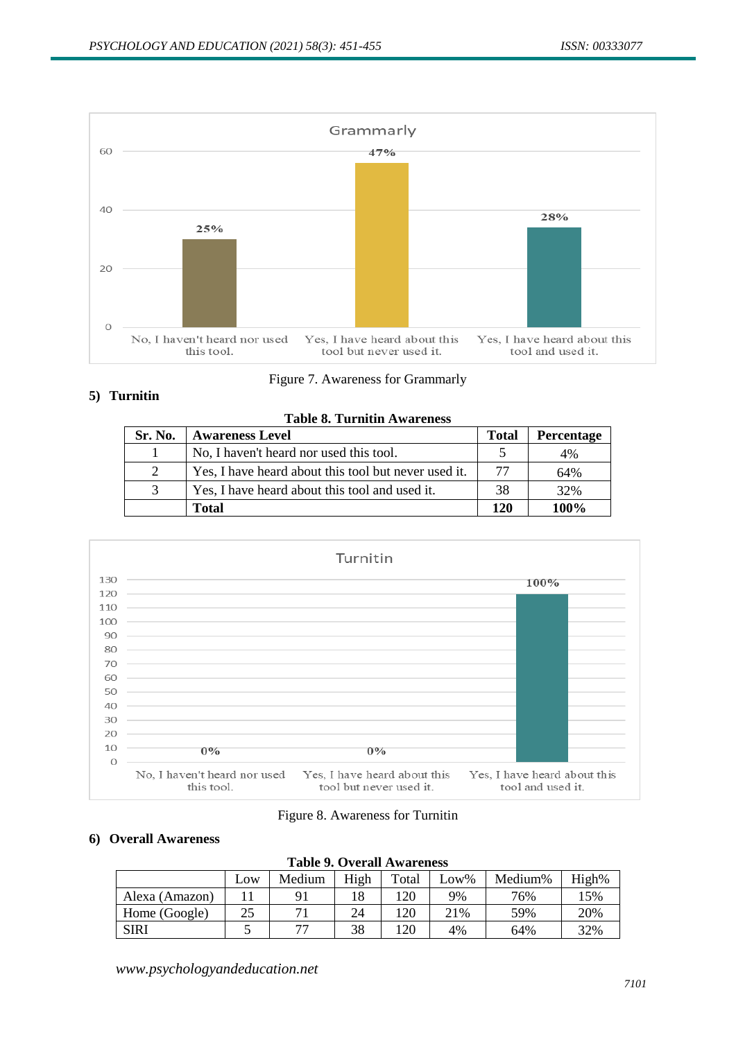Figure 7. Awareness for Grammarly

### 5) Turnitin

**Table 8. Turnitin Awareness**

| Sr. No. | Awareness Level | Total | Percentage |
|---|---|---|---|
| 1 | No, I haven't heard nor used this tool. | 5 | 4% |
| 2 | Yes, I have heard about this tool but never used it. | 77 | 64% |
| 3 | Yes, I have heard about this tool and used it. | 38 | 32% |
| | **Total** | **120** | **100%** |

Figure 8. Awareness for Turnitin

### 6) Overall Awareness

**Table 9. Overall Awareness**

| | Low | Medium | High | Total | Low% | Medium% | High% |
|---|---|---|---|---|---|---|---|
| Alexa (Amazon) | 11 | 91 | 18 | 120 | 9% | 76% | 15% |
| Home (Google) | 25 | 71 | 24 | 120 | 21% | 59% | 20% |
| SIRI | 5 | 77 | 38 | 120 | 4% | 64% | 32% |

*www.psychologyandeducation.net*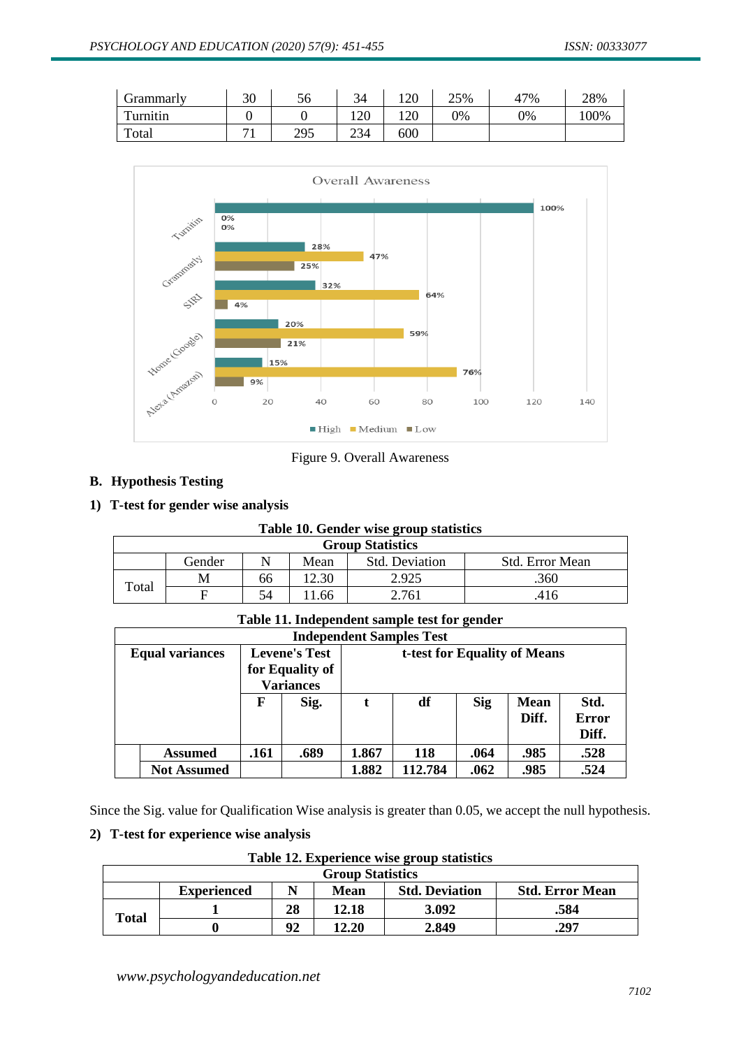| Grammarly | 30 | 56 | 34 | 120 | 25% | 47% | 28% |
|---|---|---|---|---|---|---|---|
| Turnitin | 0 | 0 | 120 | 120 | 0% | 0% | 100% |
| Total | 71 | 295 | 234 | 600 | | | |

Figure 9. Overall Awareness

### B. Hypothesis Testing

#### 1) T-test for gender wise analysis

**Table 10. Gender wise group statistics**

| Group Statistics | | | | | |
|---|---|---|---|---|---|
| | Gender | N | Mean | Std. Deviation | Std. Error Mean |
| Total | M | 66 | 12.30 | 2.925 | .360 |
| | F | 54 | 11.66 | 2.761 | .416 |

**Table 11. Independent sample test for gender**

| Independent Samples Test | | | | | | | |
|---|---|---|---|---|---|---|---|
| **Equal variances** | **Levene's Test for Equality of Variances** | | **t-test for Equality of Means** | | | | |
| | **F** | **Sig.** | **t** | **df** | **Sig** | **Mean Diff.** | **Std. Error Diff.** |
| **Assumed** | **.161** | **.689** | **1.867** | **118** | **.064** | **.985** | **.528** |
| **Not Assumed** | | | **1.882** | **112.784** | **.062** | **.985** | **.524** |

Since the Sig. value for Qualification Wise analysis is greater than 0.05, we accept the null hypothesis.

#### 2) T-test for experience wise analysis

**Table 12. Experience wise group statistics**

| Group Statistics | | | | | |
|---|---|---|---|---|---|
| | **Experienced** | **N** | **Mean** | **Std. Deviation** | **Std. Error Mean** |
| **Total** | **1** | **28** | **12.18** | **3.092** | **.584** |
| | **0** | **92** | **12.20** | **2.849** | **.297** |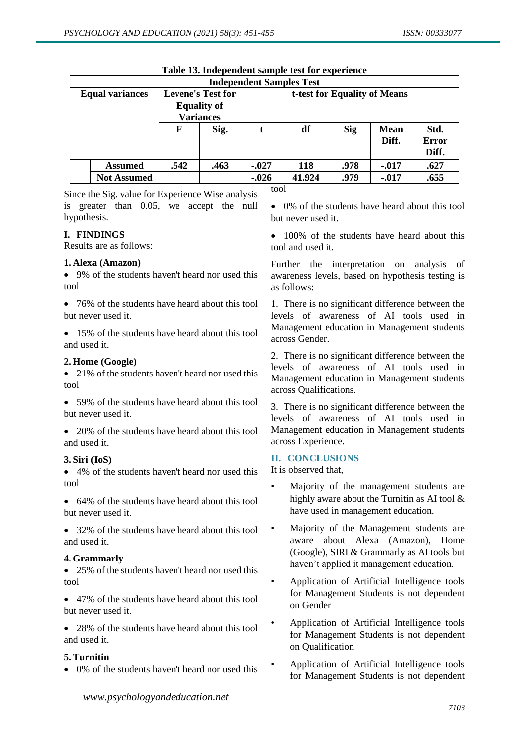**Table 13. Independent sample test for experience**

| Independent Samples Test | | | | | | | | |
|---|---|---|---|---|---|---|---|---|
| Equal variances | Levene's Test for Equality of Variances | | t-test for Equality of Means | | | | | |
| | F | Sig. | t | df | Sig | Mean Diff. | Std. Error Diff. |
| Assumed | .542 | .463 | -.027 | 118 | .978 | -.017 | .627 |
| Not Assumed | | | -.026 | 41.924 | .979 | -.017 | .655 |

Since the Sig. value for Experience Wise analysis is greater than 0.05, we accept the null hypothesis.

## I. FINDINGS

Results are as follows:

### 1. Alexa (Amazon)

- 9% of the students haven't heard nor used this tool
- 76% of the students have heard about this tool but never used it.
- 15% of the students have heard about this tool and used it.

### 2. Home (Google)

- 21% of the students haven't heard nor used this tool
- 59% of the students have heard about this tool but never used it.
- 20% of the students have heard about this tool and used it.

### 3. Siri (IoS)

- 4% of the students haven't heard nor used this tool
- 64% of the students have heard about this tool but never used it.
- 32% of the students have heard about this tool and used it.

### 4. Grammarly

- 25% of the students haven't heard nor used this tool
- 47% of the students have heard about this tool but never used it.
- 28% of the students have heard about this tool and used it.

### 5. Turnitin

- 0% of the students haven't heard nor used this tool
- 0% of the students have heard about this tool but never used it.
- 100% of the students have heard about this tool and used it.

Further the interpretation on analysis of awareness levels, based on hypothesis testing is as follows:

1. There is no significant difference between the levels of awareness of AI tools used in Management education in Management students across Gender.
2. There is no significant difference between the levels of awareness of AI tools used in Management education in Management students across Qualifications.
3. There is no significant difference between the levels of awareness of AI tools used in Management education in Management students across Experience.

## II. CONCLUSIONS

It is observed that,

- Majority of the management students are highly aware about the Turnitin as AI tool & have used in management education.
- Majority of the Management students are aware about Alexa (Amazon), Home (Google), SIRI & Grammarly as AI tools but haven't applied it management education.
- Application of Artificial Intelligence tools for Management Students is not dependent on Gender
- Application of Artificial Intelligence tools for Management Students is not dependent on Qualification
- Application of Artificial Intelligence tools for Management Students is not dependent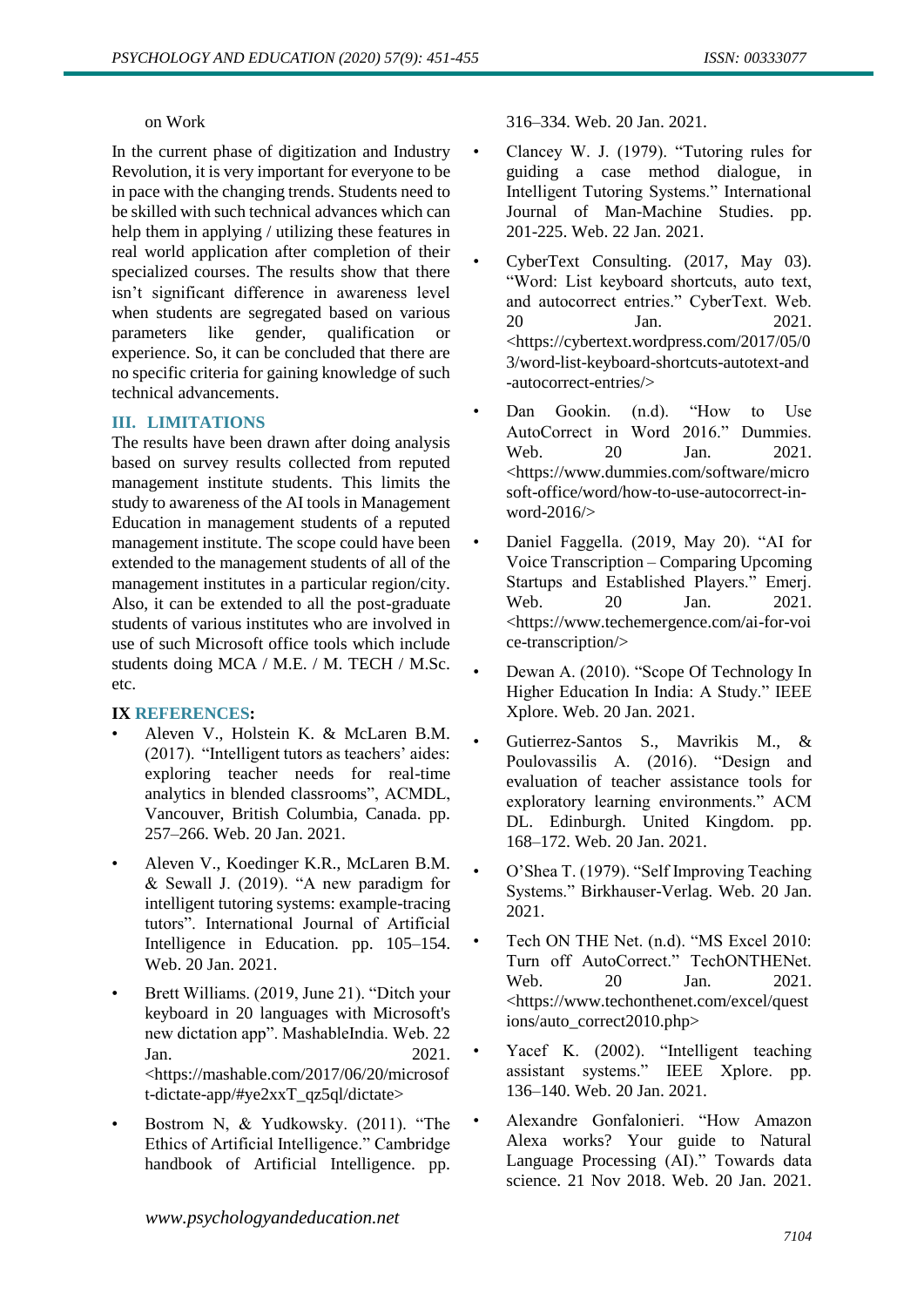on Work

In the current phase of digitization and Industry Revolution, it is very important for everyone to be in pace with the changing trends. Students need to be skilled with such technical advances which can help them in applying / utilizing these features in real world application after completion of their specialized courses. The results show that there isn't significant difference in awareness level when students are segregated based on various parameters like gender, qualification or experience. So, it can be concluded that there are no specific criteria for gaining knowledge of such technical advancements.

## III. LIMITATIONS

The results have been drawn after doing analysis based on survey results collected from reputed management institute students. This limits the study to awareness of the AI tools in Management Education in management students of a reputed management institute. The scope could have been extended to the management students of all of the management institutes in a particular region/city. Also, it can be extended to all the post-graduate students of various institutes who are involved in use of such Microsoft office tools which include students doing MCA / M.E. / M. TECH / M.Sc. etc.

## IX REFERENCES:

- Aleven V., Holstein K. & McLaren B.M. (2017). "Intelligent tutors as teachers' aides: exploring teacher needs for real-time analytics in blended classrooms", ACMDL, Vancouver, British Columbia, Canada. pp. 257–266. Web. 20 Jan. 2021.
- Aleven V., Koedinger K.R., McLaren B.M. & Sewall J. (2019). "A new paradigm for intelligent tutoring systems: example-tracing tutors". International Journal of Artificial Intelligence in Education. pp. 105–154. Web. 20 Jan. 2021.
- Brett Williams. (2019, June 21). "Ditch your keyboard in 20 languages with Microsoft's new dictation app". MashableIndia. Web. 22 Jan. 2021. <https://mashable.com/2017/06/20/microsoft-dictate-app/#ye2xxT_qz5ql/dictate>
- Bostrom N, & Yudkowsky. (2011). "The Ethics of Artificial Intelligence." Cambridge handbook of Artificial Intelligence. pp. 316–334. Web. 20 Jan. 2021.
- Clancey W. J. (1979). "Tutoring rules for guiding a case method dialogue, in Intelligent Tutoring Systems." International Journal of Man-Machine Studies. pp. 201-225. Web. 22 Jan. 2021.
- CyberText Consulting. (2017, May 03). "Word: List keyboard shortcuts, auto text, and autocorrect entries." CyberText. Web. 20 Jan. 2021. <https://cybertext.wordpress.com/2017/05/03/word-list-keyboard-shortcuts-autotext-and-autocorrect-entries/>
- Dan Gookin. (n.d). "How to Use AutoCorrect in Word 2016." Dummies. Web. 20 Jan. 2021. <https://www.dummies.com/software/microsoft-office/word/how-to-use-autocorrect-in-word-2016/>
- Daniel Faggella. (2019, May 20). "AI for Voice Transcription – Comparing Upcoming Startups and Established Players." Emerj. Web. 20 Jan. 2021. <https://www.techemergence.com/ai-for-voice-transcription/>
- Dewan A. (2010). "Scope Of Technology In Higher Education In India: A Study." IEEE Xplore. Web. 20 Jan. 2021.
- Gutierrez-Santos S., Mavrikis M., & Poulovassilis A. (2016). "Design and evaluation of teacher assistance tools for exploratory learning environments." ACM DL. Edinburgh. United Kingdom. pp. 168–172. Web. 20 Jan. 2021.
- O'Shea T. (1979). "Self Improving Teaching Systems." Birkhauser-Verlag. Web. 20 Jan. 2021.
- Tech ON THE Net. (n.d). "MS Excel 2010: Turn off AutoCorrect." TechONTHENet. Web. 20 Jan. 2021. <https://www.techonthenet.com/excel/questions/auto_correct2010.php>
- Yacef K. (2002). "Intelligent teaching assistant systems." IEEE Xplore. pp. 136–140. Web. 20 Jan. 2021.
- Alexandre Gonfalonieri. "How Amazon Alexa works? Your guide to Natural Language Processing (AI)." Towards data science. 21 Nov 2018. Web. 20 Jan. 2021.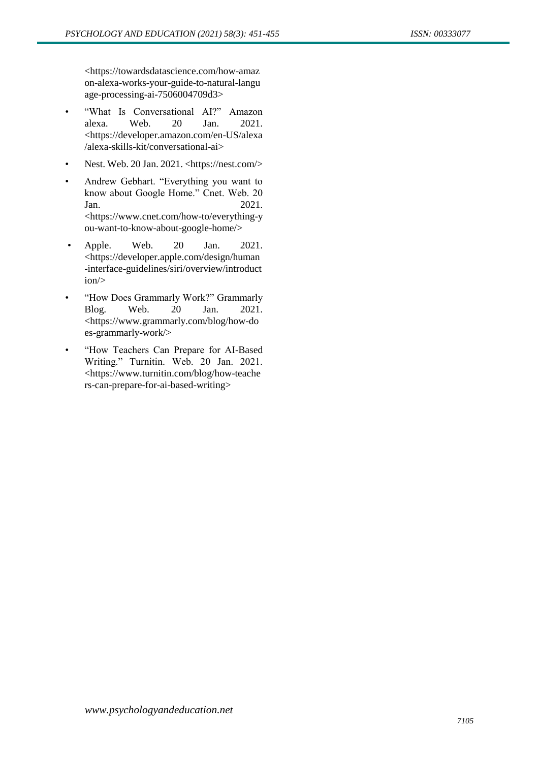<https://towardsdatascience.com/how-amazon-alexa-works-your-guide-to-natural-language-processing-ai-7506004709d3>

- "What Is Conversational AI?" Amazon alexa. Web. 20 Jan. 2021. <https://developer.amazon.com/en-US/alexa/alexa-skills-kit/conversational-ai>
- Nest. Web. 20 Jan. 2021. <https://nest.com/>
- Andrew Gebhart. "Everything you want to know about Google Home." Cnet. Web. 20 Jan. 2021. <https://www.cnet.com/how-to/everything-you-want-to-know-about-google-home/>
- Apple. Web. 20 Jan. 2021. <https://developer.apple.com/design/human-interface-guidelines/siri/overview/introduction/>
- "How Does Grammarly Work?" Grammarly Blog. Web. 20 Jan. 2021. <https://www.grammarly.com/blog/how-does-grammarly-work/>
- "How Teachers Can Prepare for AI-Based Writing." Turnitin. Web. 20 Jan. 2021. <https://www.turnitin.com/blog/how-teachers-can-prepare-for-ai-based-writing>